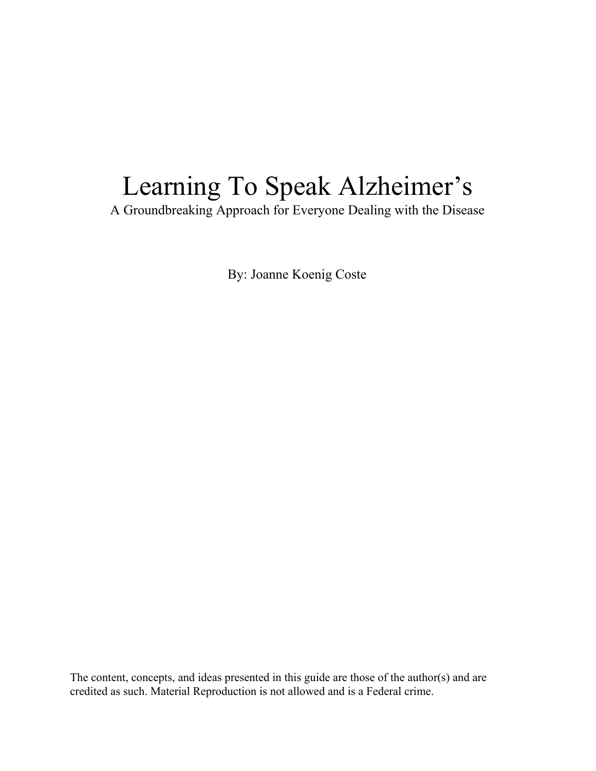# Learning To Speak Alzheimer's

A Groundbreaking Approach for Everyone Dealing with the Disease

By: Joanne Koenig Coste

The content, concepts, and ideas presented in this guide are those of the author(s) and are credited as such. Material Reproduction is not allowed and is a Federal crime.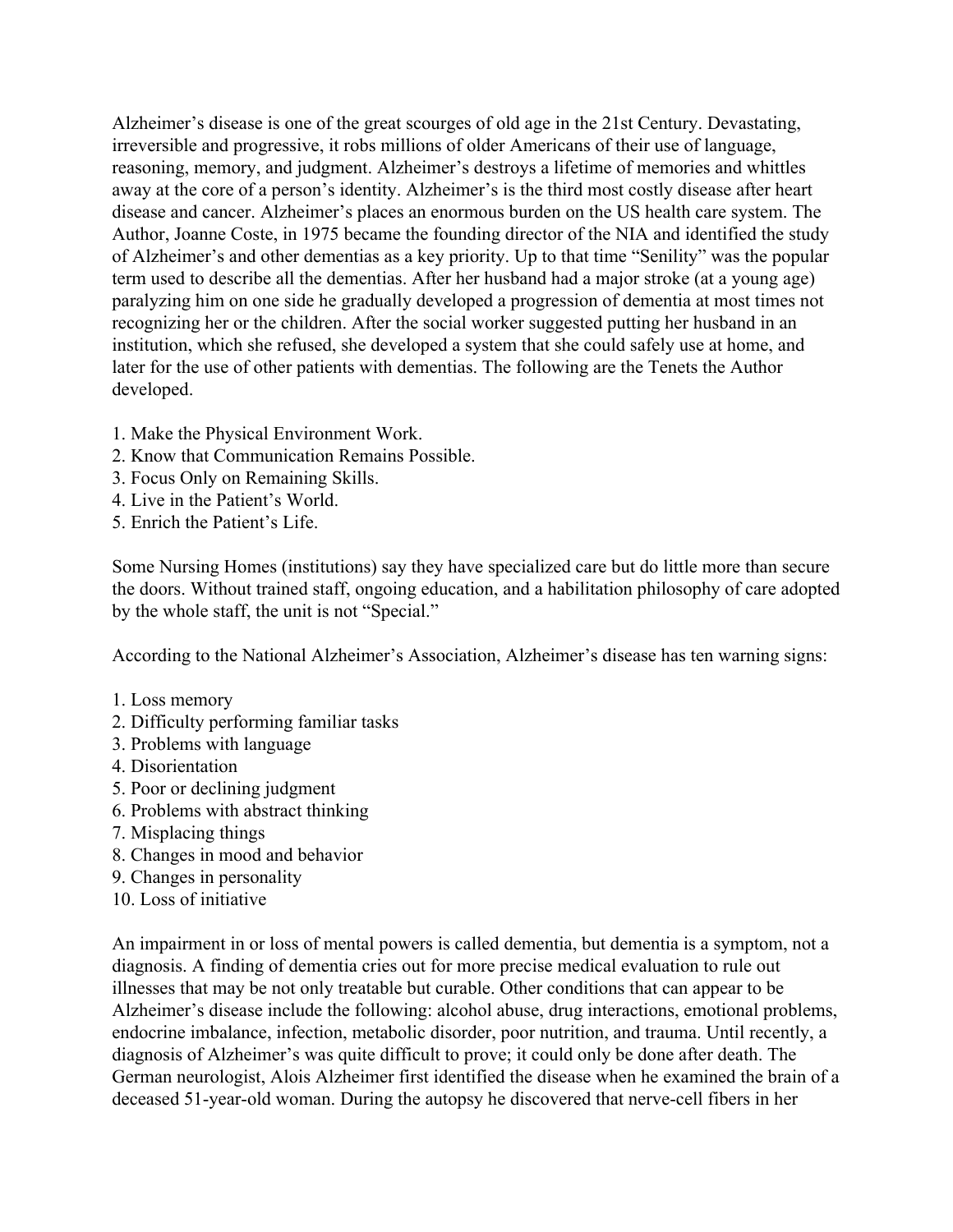Alzheimer's disease is one of the great scourges of old age in the 21st Century. Devastating, irreversible and progressive, it robs millions of older Americans of their use of language, reasoning, memory, and judgment. Alzheimer's destroys a lifetime of memories and whittles away at the core of a person's identity. Alzheimer's is the third most costly disease after heart disease and cancer. Alzheimer's places an enormous burden on the US health care system. The Author, Joanne Coste, in 1975 became the founding director of the NIA and identified the study of Alzheimer's and other dementias as a key priority. Up to that time "Senility" was the popular term used to describe all the dementias. After her husband had a major stroke (at a young age) paralyzing him on one side he gradually developed a progression of dementia at most times not recognizing her or the children. After the social worker suggested putting her husband in an institution, which she refused, she developed a system that she could safely use at home, and later for the use of other patients with dementias. The following are the Tenets the Author developed.

1. Make the Physical Environment Work.
2. Know that Communication Remains Possible.
3. Focus Only on Remaining Skills.
4. Live in the Patient's World.
5. Enrich the Patient's Life.

Some Nursing Homes (institutions) say they have specialized care but do little more than secure the doors. Without trained staff, ongoing education, and a habilitation philosophy of care adopted by the whole staff, the unit is not "Special."

According to the National Alzheimer's Association, Alzheimer's disease has ten warning signs:

1. Loss memory
2. Difficulty performing familiar tasks
3. Problems with language
4. Disorientation
5. Poor or declining judgment
6. Problems with abstract thinking
7. Misplacing things
8. Changes in mood and behavior
9. Changes in personality
10. Loss of initiative

An impairment in or loss of mental powers is called dementia, but dementia is a symptom, not a diagnosis. A finding of dementia cries out for more precise medical evaluation to rule out illnesses that may be not only treatable but curable. Other conditions that can appear to be Alzheimer's disease include the following: alcohol abuse, drug interactions, emotional problems, endocrine imbalance, infection, metabolic disorder, poor nutrition, and trauma. Until recently, a diagnosis of Alzheimer's was quite difficult to prove; it could only be done after death. The German neurologist, Alois Alzheimer first identified the disease when he examined the brain of a deceased 51-year-old woman. During the autopsy he discovered that nerve-cell fibers in her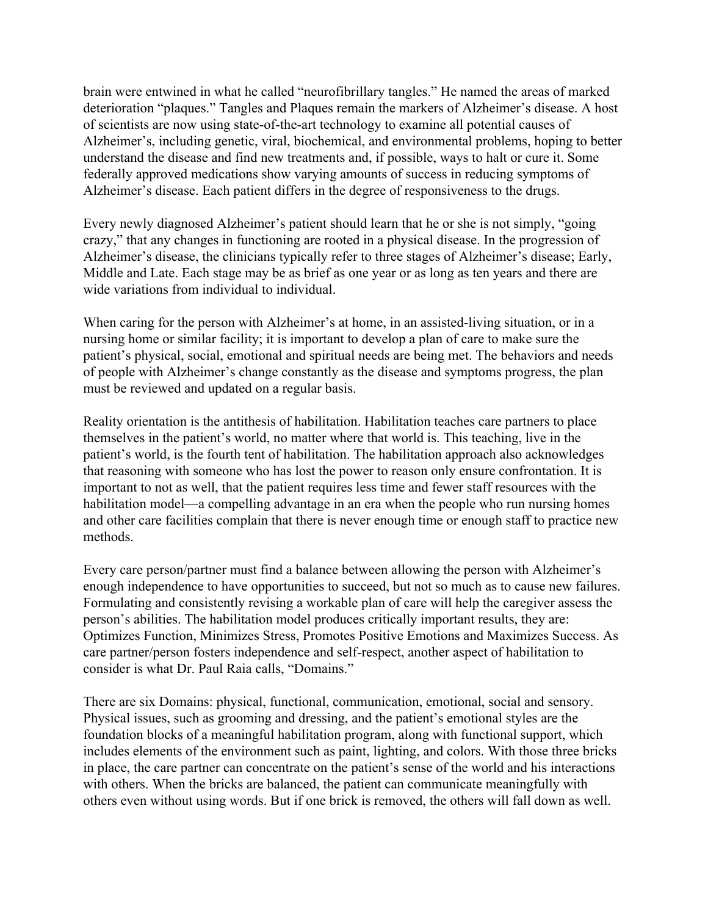brain were entwined in what he called "neurofibrillary tangles." He named the areas of marked deterioration "plaques." Tangles and Plaques remain the markers of Alzheimer's disease. A host of scientists are now using state-of-the-art technology to examine all potential causes of Alzheimer's, including genetic, viral, biochemical, and environmental problems, hoping to better understand the disease and find new treatments and, if possible, ways to halt or cure it. Some federally approved medications show varying amounts of success in reducing symptoms of Alzheimer's disease. Each patient differs in the degree of responsiveness to the drugs.

Every newly diagnosed Alzheimer's patient should learn that he or she is not simply, "going crazy," that any changes in functioning are rooted in a physical disease. In the progression of Alzheimer's disease, the clinicians typically refer to three stages of Alzheimer's disease; Early, Middle and Late. Each stage may be as brief as one year or as long as ten years and there are wide variations from individual to individual.

When caring for the person with Alzheimer's at home, in an assisted-living situation, or in a nursing home or similar facility; it is important to develop a plan of care to make sure the patient's physical, social, emotional and spiritual needs are being met. The behaviors and needs of people with Alzheimer's change constantly as the disease and symptoms progress, the plan must be reviewed and updated on a regular basis.

Reality orientation is the antithesis of habilitation. Habilitation teaches care partners to place themselves in the patient's world, no matter where that world is. This teaching, live in the patient's world, is the fourth tent of habilitation. The habilitation approach also acknowledges that reasoning with someone who has lost the power to reason only ensure confrontation. It is important to not as well, that the patient requires less time and fewer staff resources with the habilitation model—a compelling advantage in an era when the people who run nursing homes and other care facilities complain that there is never enough time or enough staff to practice new methods.

Every care person/partner must find a balance between allowing the person with Alzheimer's enough independence to have opportunities to succeed, but not so much as to cause new failures. Formulating and consistently revising a workable plan of care will help the caregiver assess the person's abilities. The habilitation model produces critically important results, they are: Optimizes Function, Minimizes Stress, Promotes Positive Emotions and Maximizes Success. As care partner/person fosters independence and self-respect, another aspect of habilitation to consider is what Dr. Paul Raia calls, "Domains."

There are six Domains: physical, functional, communication, emotional, social and sensory. Physical issues, such as grooming and dressing, and the patient's emotional styles are the foundation blocks of a meaningful habilitation program, along with functional support, which includes elements of the environment such as paint, lighting, and colors. With those three bricks in place, the care partner can concentrate on the patient's sense of the world and his interactions with others. When the bricks are balanced, the patient can communicate meaningfully with others even without using words. But if one brick is removed, the others will fall down as well.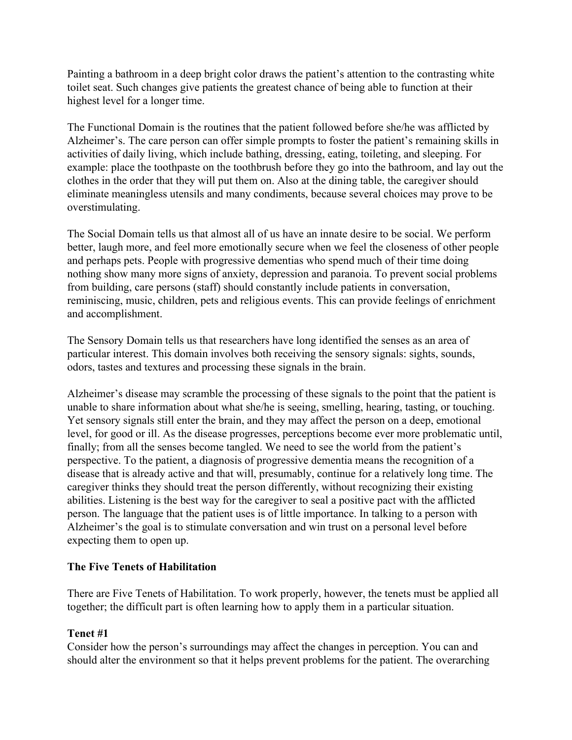Painting a bathroom in a deep bright color draws the patient's attention to the contrasting white toilet seat. Such changes give patients the greatest chance of being able to function at their highest level for a longer time.

The Functional Domain is the routines that the patient followed before she/he was afflicted by Alzheimer's. The care person can offer simple prompts to foster the patient's remaining skills in activities of daily living, which include bathing, dressing, eating, toileting, and sleeping. For example: place the toothpaste on the toothbrush before they go into the bathroom, and lay out the clothes in the order that they will put them on. Also at the dining table, the caregiver should eliminate meaningless utensils and many condiments, because several choices may prove to be overstimulating.

The Social Domain tells us that almost all of us have an innate desire to be social. We perform better, laugh more, and feel more emotionally secure when we feel the closeness of other people and perhaps pets. People with progressive dementias who spend much of their time doing nothing show many more signs of anxiety, depression and paranoia. To prevent social problems from building, care persons (staff) should constantly include patients in conversation, reminiscing, music, children, pets and religious events. This can provide feelings of enrichment and accomplishment.

The Sensory Domain tells us that researchers have long identified the senses as an area of particular interest. This domain involves both receiving the sensory signals: sights, sounds, odors, tastes and textures and processing these signals in the brain.

Alzheimer's disease may scramble the processing of these signals to the point that the patient is unable to share information about what she/he is seeing, smelling, hearing, tasting, or touching. Yet sensory signals still enter the brain, and they may affect the person on a deep, emotional level, for good or ill. As the disease progresses, perceptions become ever more problematic until, finally; from all the senses become tangled. We need to see the world from the patient's perspective. To the patient, a diagnosis of progressive dementia means the recognition of a disease that is already active and that will, presumably, continue for a relatively long time. The caregiver thinks they should treat the person differently, without recognizing their existing abilities. Listening is the best way for the caregiver to seal a positive pact with the afflicted person. The language that the patient uses is of little importance. In talking to a person with Alzheimer's the goal is to stimulate conversation and win trust on a personal level before expecting them to open up.

**The Five Tenets of Habilitation**

There are Five Tenets of Habilitation. To work properly, however, the tenets must be applied all together; the difficult part is often learning how to apply them in a particular situation.

**Tenet #1**

Consider how the person's surroundings may affect the changes in perception. You can and should alter the environment so that it helps prevent problems for the patient. The overarching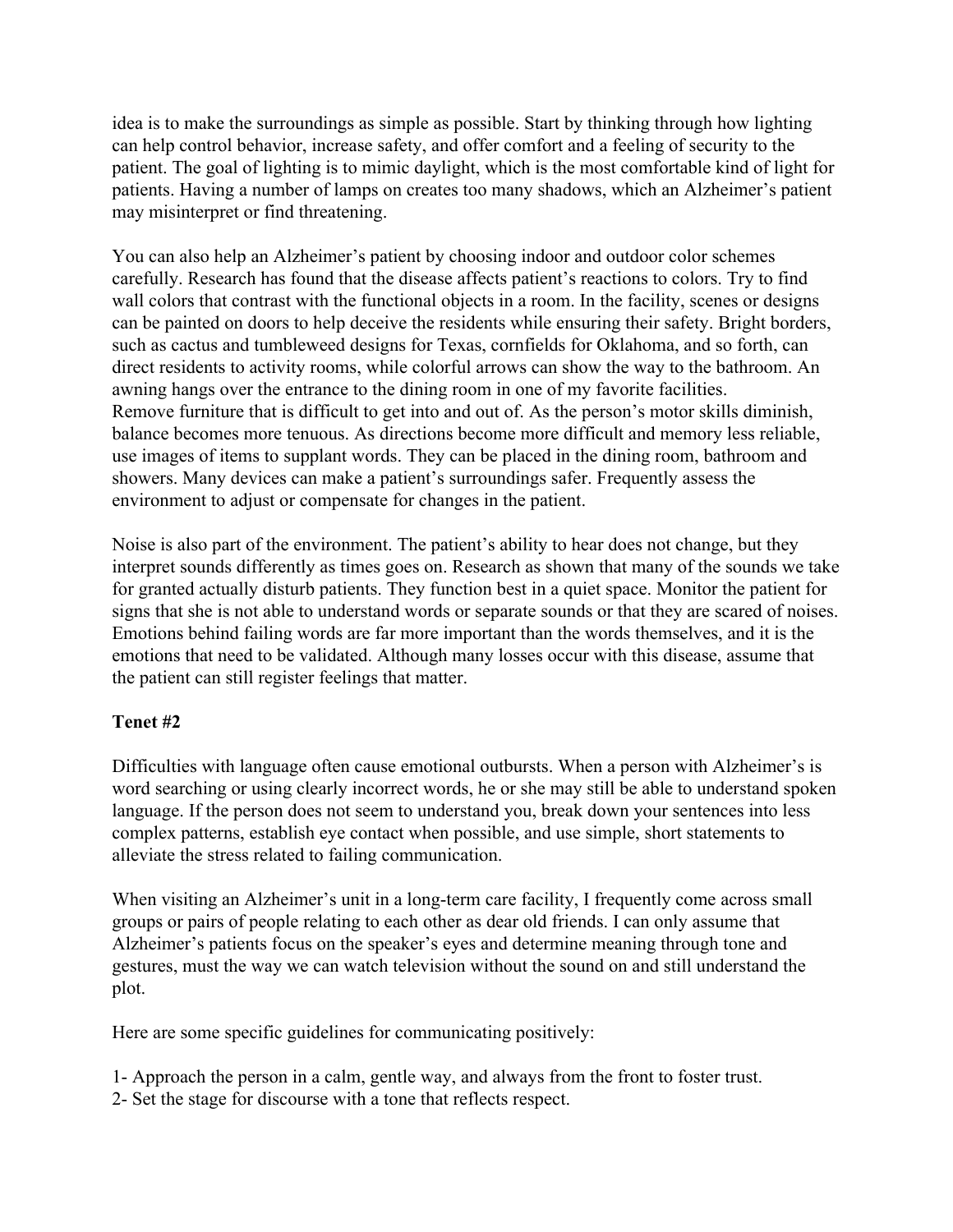idea is to make the surroundings as simple as possible. Start by thinking through how lighting can help control behavior, increase safety, and offer comfort and a feeling of security to the patient. The goal of lighting is to mimic daylight, which is the most comfortable kind of light for patients. Having a number of lamps on creates too many shadows, which an Alzheimer's patient may misinterpret or find threatening.

You can also help an Alzheimer's patient by choosing indoor and outdoor color schemes carefully. Research has found that the disease affects patient's reactions to colors. Try to find wall colors that contrast with the functional objects in a room. In the facility, scenes or designs can be painted on doors to help deceive the residents while ensuring their safety. Bright borders, such as cactus and tumbleweed designs for Texas, cornfields for Oklahoma, and so forth, can direct residents to activity rooms, while colorful arrows can show the way to the bathroom. An awning hangs over the entrance to the dining room in one of my favorite facilities.
Remove furniture that is difficult to get into and out of. As the person's motor skills diminish, balance becomes more tenuous. As directions become more difficult and memory less reliable, use images of items to supplant words. They can be placed in the dining room, bathroom and showers. Many devices can make a patient's surroundings safer. Frequently assess the environment to adjust or compensate for changes in the patient.

Noise is also part of the environment. The patient's ability to hear does not change, but they interpret sounds differently as times goes on. Research as shown that many of the sounds we take for granted actually disturb patients. They function best in a quiet space. Monitor the patient for signs that she is not able to understand words or separate sounds or that they are scared of noises. Emotions behind failing words are far more important than the words themselves, and it is the emotions that need to be validated. Although many losses occur with this disease, assume that the patient can still register feelings that matter.

**Tenet #2**

Difficulties with language often cause emotional outbursts. When a person with Alzheimer's is word searching or using clearly incorrect words, he or she may still be able to understand spoken language. If the person does not seem to understand you, break down your sentences into less complex patterns, establish eye contact when possible, and use simple, short statements to alleviate the stress related to failing communication.

When visiting an Alzheimer's unit in a long-term care facility, I frequently come across small groups or pairs of people relating to each other as dear old friends. I can only assume that Alzheimer's patients focus on the speaker's eyes and determine meaning through tone and gestures, must the way we can watch television without the sound on and still understand the plot.

Here are some specific guidelines for communicating positively:

1- Approach the person in a calm, gentle way, and always from the front to foster trust.
2- Set the stage for discourse with a tone that reflects respect.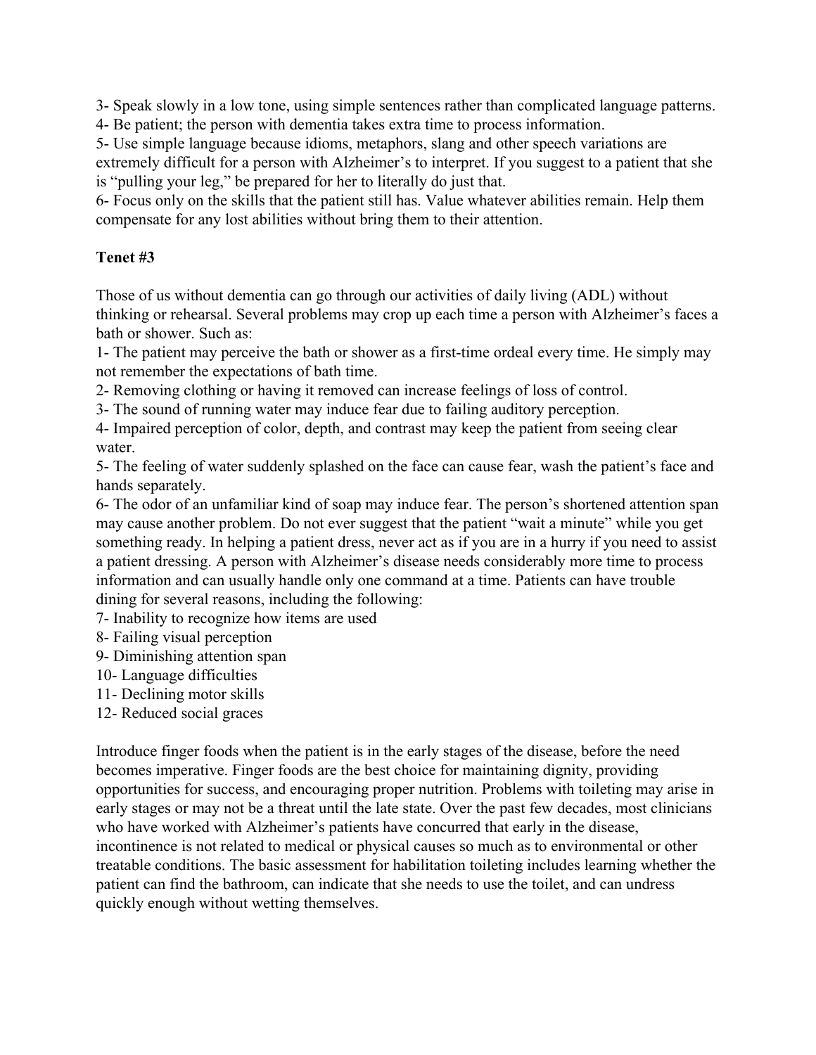3- Speak slowly in a low tone, using simple sentences rather than complicated language patterns.
4- Be patient; the person with dementia takes extra time to process information.
5- Use simple language because idioms, metaphors, slang and other speech variations are extremely difficult for a person with Alzheimer's to interpret. If you suggest to a patient that she is "pulling your leg," be prepared for her to literally do just that.
6- Focus only on the skills that the patient still has. Value whatever abilities remain. Help them compensate for any lost abilities without bring them to their attention.

**Tenet #3**

Those of us without dementia can go through our activities of daily living (ADL) without thinking or rehearsal. Several problems may crop up each time a person with Alzheimer's faces a bath or shower. Such as:
1- The patient may perceive the bath or shower as a first-time ordeal every time. He simply may not remember the expectations of bath time.
2- Removing clothing or having it removed can increase feelings of loss of control.
3- The sound of running water may induce fear due to failing auditory perception.
4- Impaired perception of color, depth, and contrast may keep the patient from seeing clear water.
5- The feeling of water suddenly splashed on the face can cause fear, wash the patient's face and hands separately.
6- The odor of an unfamiliar kind of soap may induce fear. The person's shortened attention span may cause another problem. Do not ever suggest that the patient "wait a minute" while you get something ready. In helping a patient dress, never act as if you are in a hurry if you need to assist a patient dressing. A person with Alzheimer's disease needs considerably more time to process information and can usually handle only one command at a time. Patients can have trouble dining for several reasons, including the following:
7- Inability to recognize how items are used
8- Failing visual perception
9- Diminishing attention span
10- Language difficulties
11- Declining motor skills
12- Reduced social graces

Introduce finger foods when the patient is in the early stages of the disease, before the need becomes imperative. Finger foods are the best choice for maintaining dignity, providing opportunities for success, and encouraging proper nutrition. Problems with toileting may arise in early stages or may not be a threat until the late state. Over the past few decades, most clinicians who have worked with Alzheimer's patients have concurred that early in the disease, incontinence is not related to medical or physical causes so much as to environmental or other treatable conditions. The basic assessment for habilitation toileting includes learning whether the patient can find the bathroom, can indicate that she needs to use the toilet, and can undress quickly enough without wetting themselves.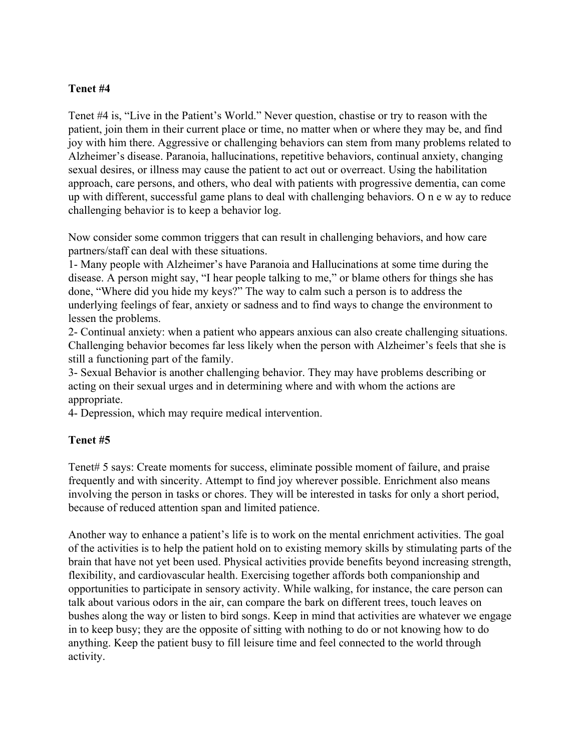### Tenet #4

Tenet #4 is, "Live in the Patient's World." Never question, chastise or try to reason with the patient, join them in their current place or time, no matter when or where they may be, and find joy with him there. Aggressive or challenging behaviors can stem from many problems related to Alzheimer's disease. Paranoia, hallucinations, repetitive behaviors, continual anxiety, changing sexual desires, or illness may cause the patient to act out or overreact. Using the habilitation approach, care persons, and others, who deal with patients with progressive dementia, can come up with different, successful game plans to deal with challenging behaviors. O n e w ay to reduce challenging behavior is to keep a behavior log.

Now consider some common triggers that can result in challenging behaviors, and how care partners/staff can deal with these situations.

1- Many people with Alzheimer's have Paranoia and Hallucinations at some time during the disease. A person might say, "I hear people talking to me," or blame others for things she has done, "Where did you hide my keys?" The way to calm such a person is to address the underlying feelings of fear, anxiety or sadness and to find ways to change the environment to lessen the problems.

2- Continual anxiety: when a patient who appears anxious can also create challenging situations. Challenging behavior becomes far less likely when the person with Alzheimer's feels that she is still a functioning part of the family.

3- Sexual Behavior is another challenging behavior. They may have problems describing or acting on their sexual urges and in determining where and with whom the actions are appropriate.

4- Depression, which may require medical intervention.

### Tenet #5

Tenet# 5 says: Create moments for success, eliminate possible moment of failure, and praise frequently and with sincerity. Attempt to find joy wherever possible. Enrichment also means involving the person in tasks or chores. They will be interested in tasks for only a short period, because of reduced attention span and limited patience.

Another way to enhance a patient's life is to work on the mental enrichment activities. The goal of the activities is to help the patient hold on to existing memory skills by stimulating parts of the brain that have not yet been used. Physical activities provide benefits beyond increasing strength, flexibility, and cardiovascular health. Exercising together affords both companionship and opportunities to participate in sensory activity. While walking, for instance, the care person can talk about various odors in the air, can compare the bark on different trees, touch leaves on bushes along the way or listen to bird songs. Keep in mind that activities are whatever we engage in to keep busy; they are the opposite of sitting with nothing to do or not knowing how to do anything. Keep the patient busy to fill leisure time and feel connected to the world through activity.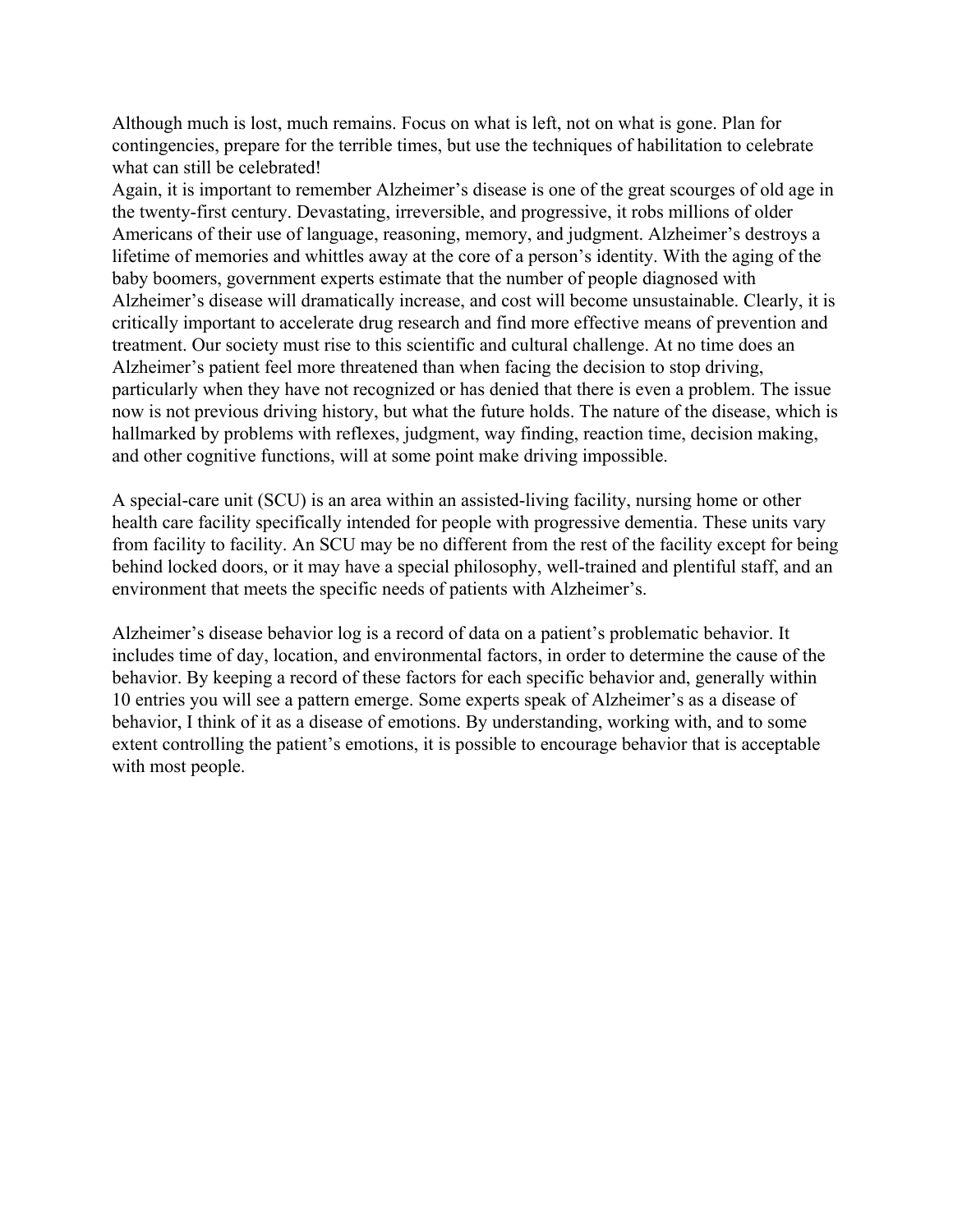Although much is lost, much remains. Focus on what is left, not on what is gone. Plan for contingencies, prepare for the terrible times, but use the techniques of habilitation to celebrate what can still be celebrated!

Again, it is important to remember Alzheimer's disease is one of the great scourges of old age in the twenty-first century. Devastating, irreversible, and progressive, it robs millions of older Americans of their use of language, reasoning, memory, and judgment. Alzheimer's destroys a lifetime of memories and whittles away at the core of a person's identity. With the aging of the baby boomers, government experts estimate that the number of people diagnosed with Alzheimer's disease will dramatically increase, and cost will become unsustainable. Clearly, it is critically important to accelerate drug research and find more effective means of prevention and treatment. Our society must rise to this scientific and cultural challenge. At no time does an Alzheimer's patient feel more threatened than when facing the decision to stop driving, particularly when they have not recognized or has denied that there is even a problem. The issue now is not previous driving history, but what the future holds. The nature of the disease, which is hallmarked by problems with reflexes, judgment, way finding, reaction time, decision making, and other cognitive functions, will at some point make driving impossible.

A special-care unit (SCU) is an area within an assisted-living facility, nursing home or other health care facility specifically intended for people with progressive dementia. These units vary from facility to facility. An SCU may be no different from the rest of the facility except for being behind locked doors, or it may have a special philosophy, well-trained and plentiful staff, and an environment that meets the specific needs of patients with Alzheimer's.

Alzheimer's disease behavior log is a record of data on a patient's problematic behavior. It includes time of day, location, and environmental factors, in order to determine the cause of the behavior. By keeping a record of these factors for each specific behavior and, generally within 10 entries you will see a pattern emerge. Some experts speak of Alzheimer's as a disease of behavior, I think of it as a disease of emotions. By understanding, working with, and to some extent controlling the patient's emotions, it is possible to encourage behavior that is acceptable with most people.